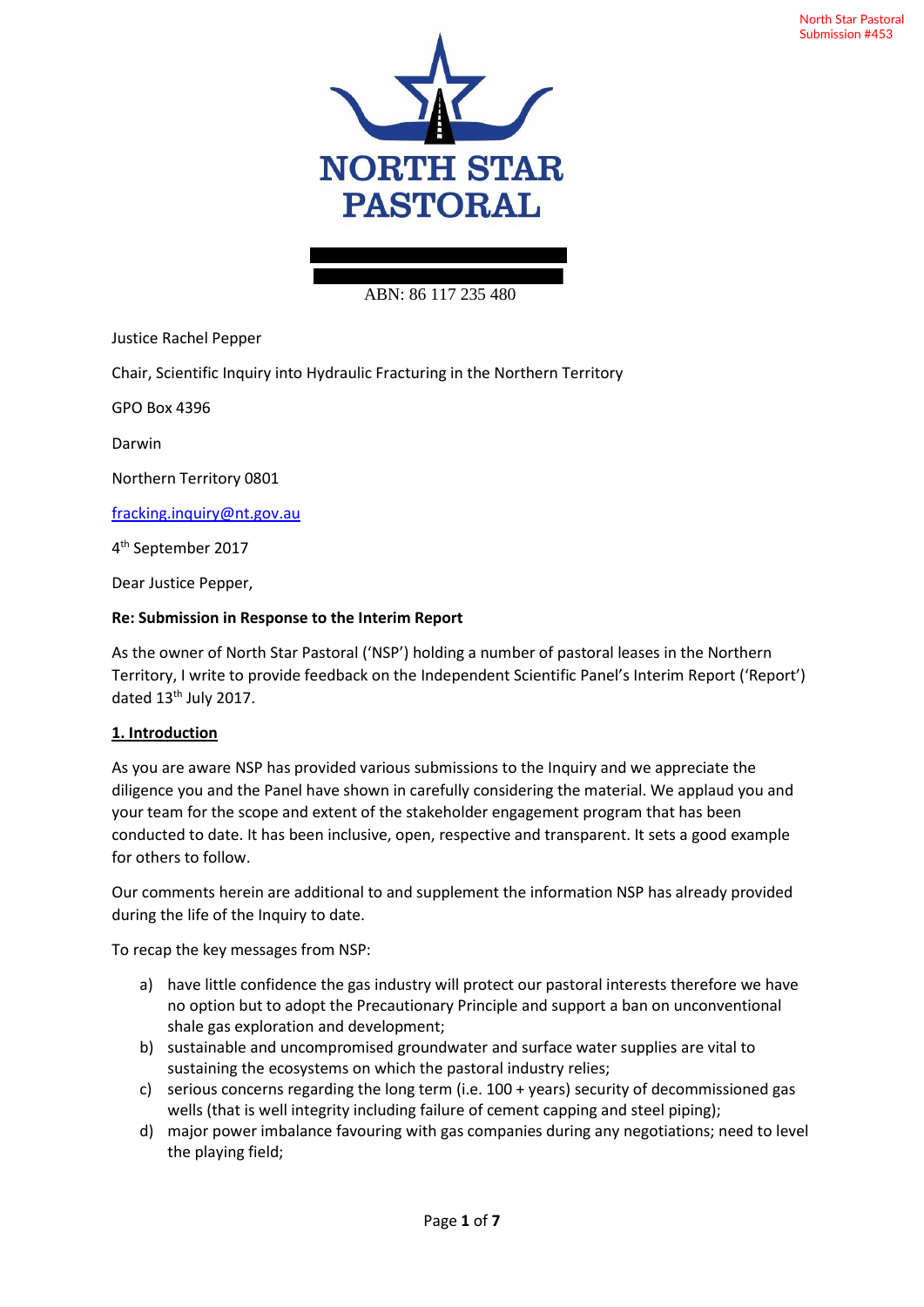North Star Pastoral
Submission #453

NORTH STAR
PASTORAL

ABN: 86 117 235 480

Justice Rachel Pepper

Chair, Scientific Inquiry into Hydraulic Fracturing in the Northern Territory

GPO Box 4396

Darwin

Northern Territory 0801

fracking.inquiry@nt.gov.au

4th September 2017

Dear Justice Pepper,

**Re: Submission in Response to the Interim Report**

As the owner of North Star Pastoral ('NSP') holding a number of pastoral leases in the Northern Territory, I write to provide feedback on the Independent Scientific Panel's Interim Report ('Report') dated 13th July 2017.

## 1. Introduction

As you are aware NSP has provided various submissions to the Inquiry and we appreciate the diligence you and the Panel have shown in carefully considering the material. We applaud you and your team for the scope and extent of the stakeholder engagement program that has been conducted to date. It has been inclusive, open, respective and transparent. It sets a good example for others to follow.

Our comments herein are additional to and supplement the information NSP has already provided during the life of the Inquiry to date.

To recap the key messages from NSP:

a) have little confidence the gas industry will protect our pastoral interests therefore we have no option but to adopt the Precautionary Principle and support a ban on unconventional shale gas exploration and development;
b) sustainable and uncompromised groundwater and surface water supplies are vital to sustaining the ecosystems on which the pastoral industry relies;
c) serious concerns regarding the long term (i.e. 100 + years) security of decommissioned gas wells (that is well integrity including failure of cement capping and steel piping);
d) major power imbalance favouring with gas companies during any negotiations; need to level the playing field;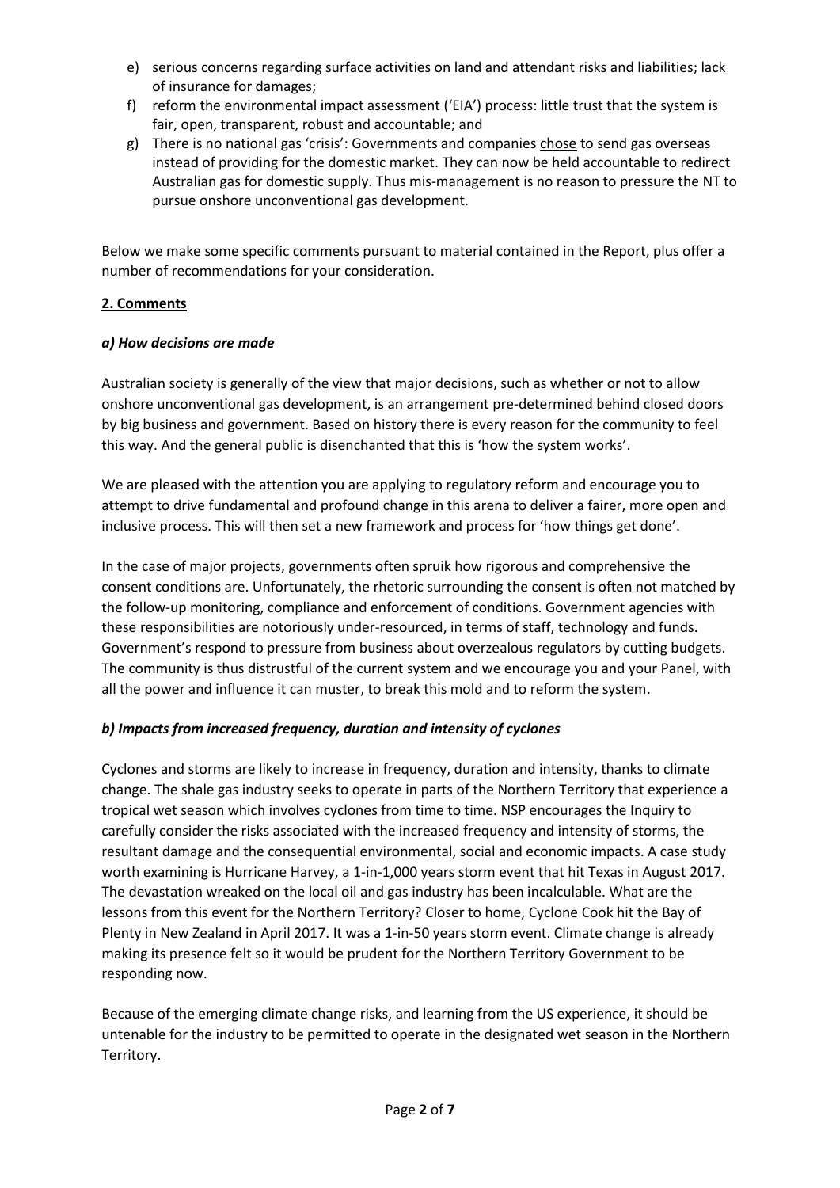e) serious concerns regarding surface activities on land and attendant risks and liabilities; lack of insurance for damages;
f) reform the environmental impact assessment ('EIA') process: little trust that the system is fair, open, transparent, robust and accountable; and
g) There is no national gas 'crisis': Governments and companies <u>chose</u> to send gas overseas instead of providing for the domestic market. They can now be held accountable to redirect Australian gas for domestic supply. Thus mis-management is no reason to pressure the NT to pursue onshore unconventional gas development.

Below we make some specific comments pursuant to material contained in the Report, plus offer a number of recommendations for your consideration.

## <u>2. Comments</u>

### *a) How decisions are made*

Australian society is generally of the view that major decisions, such as whether or not to allow onshore unconventional gas development, is an arrangement pre-determined behind closed doors by big business and government. Based on history there is every reason for the community to feel this way. And the general public is disenchanted that this is 'how the system works'.

We are pleased with the attention you are applying to regulatory reform and encourage you to attempt to drive fundamental and profound change in this arena to deliver a fairer, more open and inclusive process. This will then set a new framework and process for 'how things get done'.

In the case of major projects, governments often spruik how rigorous and comprehensive the consent conditions are. Unfortunately, the rhetoric surrounding the consent is often not matched by the follow-up monitoring, compliance and enforcement of conditions. Government agencies with these responsibilities are notoriously under-resourced, in terms of staff, technology and funds. Government's respond to pressure from business about overzealous regulators by cutting budgets. The community is thus distrustful of the current system and we encourage you and your Panel, with all the power and influence it can muster, to break this mold and to reform the system.

### *b) Impacts from increased frequency, duration and intensity of cyclones*

Cyclones and storms are likely to increase in frequency, duration and intensity, thanks to climate change. The shale gas industry seeks to operate in parts of the Northern Territory that experience a tropical wet season which involves cyclones from time to time. NSP encourages the Inquiry to carefully consider the risks associated with the increased frequency and intensity of storms, the resultant damage and the consequential environmental, social and economic impacts. A case study worth examining is Hurricane Harvey, a 1-in-1,000 years storm event that hit Texas in August 2017. The devastation wreaked on the local oil and gas industry has been incalculable. What are the lessons from this event for the Northern Territory? Closer to home, Cyclone Cook hit the Bay of Plenty in New Zealand in April 2017. It was a 1-in-50 years storm event. Climate change is already making its presence felt so it would be prudent for the Northern Territory Government to be responding now.

Because of the emerging climate change risks, and learning from the US experience, it should be untenable for the industry to be permitted to operate in the designated wet season in the Northern Territory.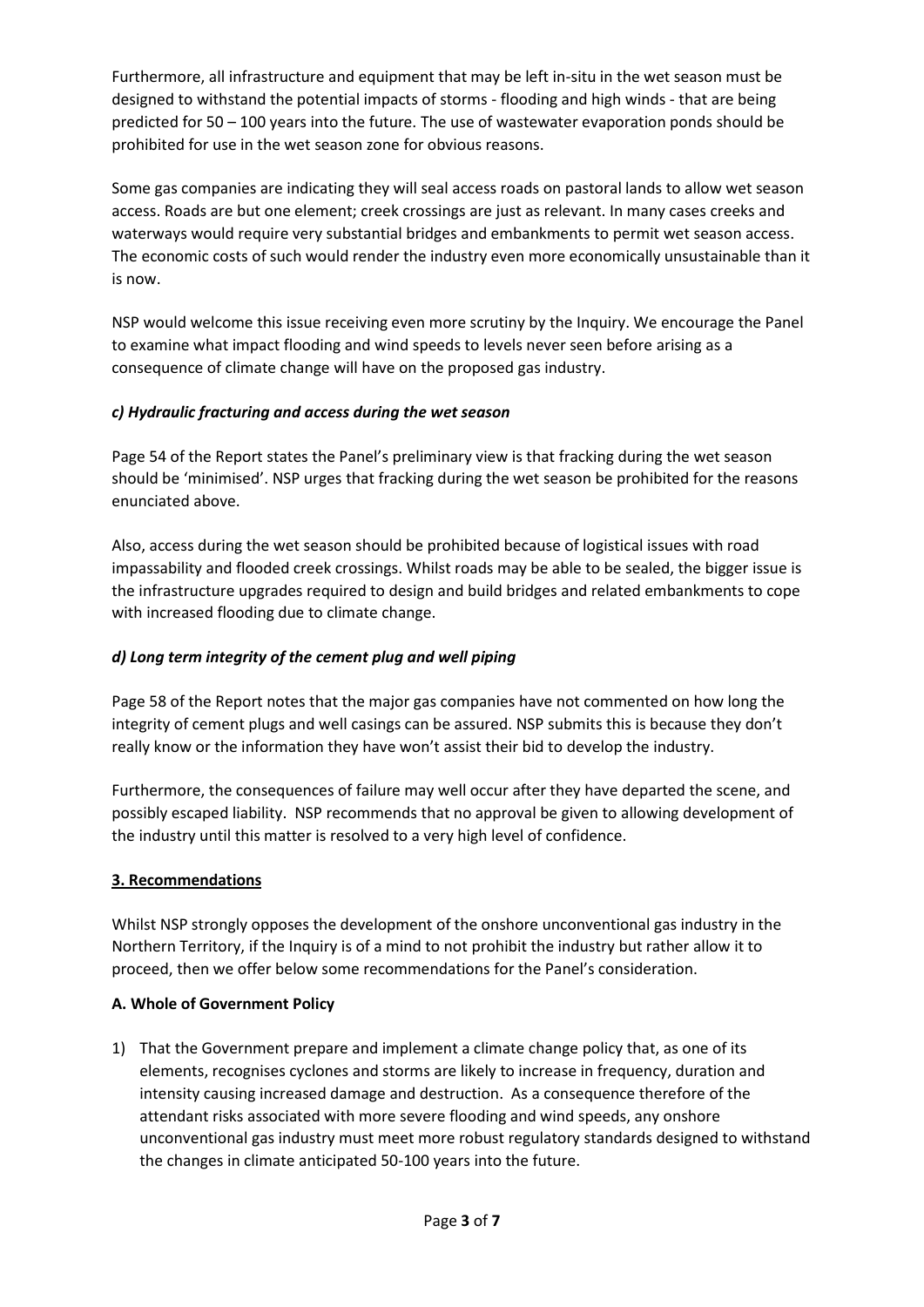Furthermore, all infrastructure and equipment that may be left in-situ in the wet season must be designed to withstand the potential impacts of storms - flooding and high winds - that are being predicted for 50 – 100 years into the future. The use of wastewater evaporation ponds should be prohibited for use in the wet season zone for obvious reasons.

Some gas companies are indicating they will seal access roads on pastoral lands to allow wet season access. Roads are but one element; creek crossings are just as relevant. In many cases creeks and waterways would require very substantial bridges and embankments to permit wet season access. The economic costs of such would render the industry even more economically unsustainable than it is now.

NSP would welcome this issue receiving even more scrutiny by the Inquiry. We encourage the Panel to examine what impact flooding and wind speeds to levels never seen before arising as a consequence of climate change will have on the proposed gas industry.

### *c) Hydraulic fracturing and access during the wet season*

Page 54 of the Report states the Panel's preliminary view is that fracking during the wet season should be 'minimised'. NSP urges that fracking during the wet season be prohibited for the reasons enunciated above.

Also, access during the wet season should be prohibited because of logistical issues with road impassability and flooded creek crossings. Whilst roads may be able to be sealed, the bigger issue is the infrastructure upgrades required to design and build bridges and related embankments to cope with increased flooding due to climate change.

### *d) Long term integrity of the cement plug and well piping*

Page 58 of the Report notes that the major gas companies have not commented on how long the integrity of cement plugs and well casings can be assured. NSP submits this is because they don't really know or the information they have won't assist their bid to develop the industry.

Furthermore, the consequences of failure may well occur after they have departed the scene, and possibly escaped liability. NSP recommends that no approval be given to allowing development of the industry until this matter is resolved to a very high level of confidence.

## 3. Recommendations

Whilst NSP strongly opposes the development of the onshore unconventional gas industry in the Northern Territory, if the Inquiry is of a mind to not prohibit the industry but rather allow it to proceed, then we offer below some recommendations for the Panel's consideration.

### A. Whole of Government Policy

1) That the Government prepare and implement a climate change policy that, as one of its elements, recognises cyclones and storms are likely to increase in frequency, duration and intensity causing increased damage and destruction. As a consequence therefore of the attendant risks associated with more severe flooding and wind speeds, any onshore unconventional gas industry must meet more robust regulatory standards designed to withstand the changes in climate anticipated 50-100 years into the future.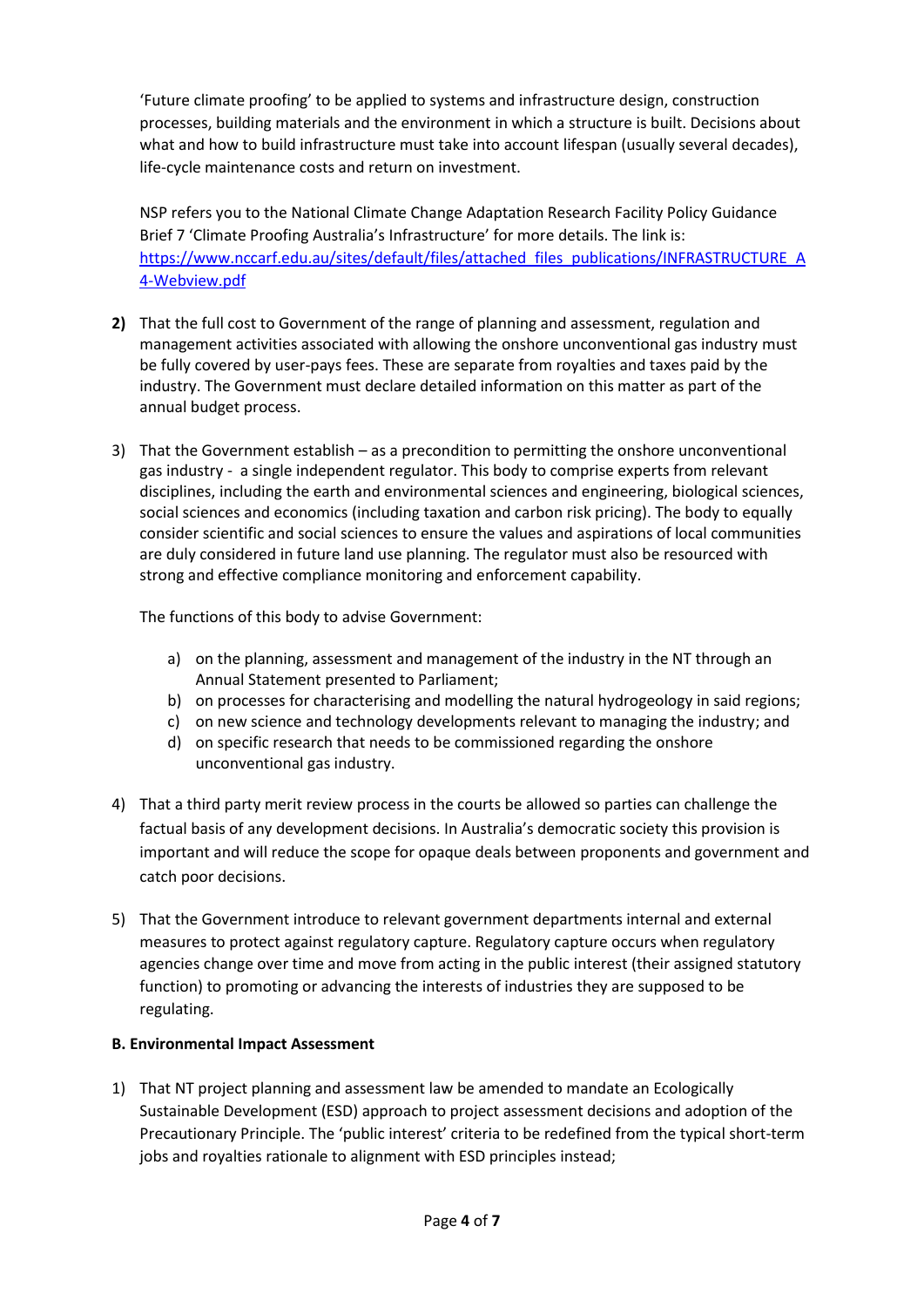'Future climate proofing' to be applied to systems and infrastructure design, construction processes, building materials and the environment in which a structure is built. Decisions about what and how to build infrastructure must take into account lifespan (usually several decades), life-cycle maintenance costs and return on investment.

NSP refers you to the National Climate Change Adaptation Research Facility Policy Guidance Brief 7 'Climate Proofing Australia's Infrastructure' for more details. The link is: [https://www.nccarf.edu.au/sites/default/files/attached_files_publications/INFRASTRUCTURE_A4-Webview.pdf](https://www.nccarf.edu.au/sites/default/files/attached_files_publications/INFRASTRUCTURE_A4-Webview.pdf)

**2)** That the full cost to Government of the range of planning and assessment, regulation and management activities associated with allowing the onshore unconventional gas industry must be fully covered by user-pays fees. These are separate from royalties and taxes paid by the industry. The Government must declare detailed information on this matter as part of the annual budget process.

3) That the Government establish – as a precondition to permitting the onshore unconventional gas industry - a single independent regulator. This body to comprise experts from relevant disciplines, including the earth and environmental sciences and engineering, biological sciences, social sciences and economics (including taxation and carbon risk pricing). The body to equally consider scientific and social sciences to ensure the values and aspirations of local communities are duly considered in future land use planning. The regulator must also be resourced with strong and effective compliance monitoring and enforcement capability.

   The functions of this body to advise Government:

   a) on the planning, assessment and management of the industry in the NT through an Annual Statement presented to Parliament;
   b) on processes for characterising and modelling the natural hydrogeology in said regions;
   c) on new science and technology developments relevant to managing the industry; and
   d) on specific research that needs to be commissioned regarding the onshore unconventional gas industry.

4) That a third party merit review process in the courts be allowed so parties can challenge the factual basis of any development decisions. In Australia's democratic society this provision is important and will reduce the scope for opaque deals between proponents and government and catch poor decisions.

5) That the Government introduce to relevant government departments internal and external measures to protect against regulatory capture. Regulatory capture occurs when regulatory agencies change over time and move from acting in the public interest (their assigned statutory function) to promoting or advancing the interests of industries they are supposed to be regulating.

**B. Environmental Impact Assessment**

1) That NT project planning and assessment law be amended to mandate an Ecologically Sustainable Development (ESD) approach to project assessment decisions and adoption of the Precautionary Principle. The 'public interest' criteria to be redefined from the typical short-term jobs and royalties rationale to alignment with ESD principles instead;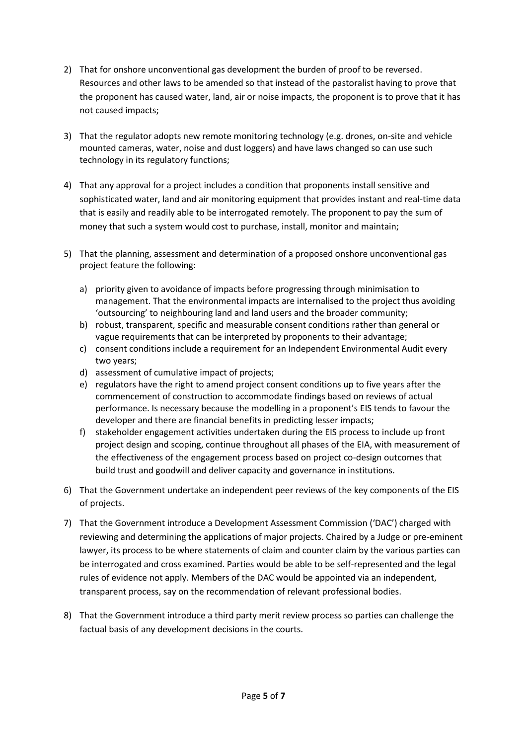2) That for onshore unconventional gas development the burden of proof to be reversed. Resources and other laws to be amended so that instead of the pastoralist having to prove that the proponent has caused water, land, air or noise impacts, the proponent is to prove that it has <u>not</u> caused impacts;

3) That the regulator adopts new remote monitoring technology (e.g. drones, on-site and vehicle mounted cameras, water, noise and dust loggers) and have laws changed so can use such technology in its regulatory functions;

4) That any approval for a project includes a condition that proponents install sensitive and sophisticated water, land and air monitoring equipment that provides instant and real-time data that is easily and readily able to be interrogated remotely. The proponent to pay the sum of money that such a system would cost to purchase, install, monitor and maintain;

5) That the planning, assessment and determination of a proposed onshore unconventional gas project feature the following:

   a) priority given to avoidance of impacts before progressing through minimisation to management. That the environmental impacts are internalised to the project thus avoiding 'outsourcing' to neighbouring land and land users and the broader community;
   b) robust, transparent, specific and measurable consent conditions rather than general or vague requirements that can be interpreted by proponents to their advantage;
   c) consent conditions include a requirement for an Independent Environmental Audit every two years;
   d) assessment of cumulative impact of projects;
   e) regulators have the right to amend project consent conditions up to five years after the commencement of construction to accommodate findings based on reviews of actual performance. Is necessary because the modelling in a proponent's EIS tends to favour the developer and there are financial benefits in predicting lesser impacts;
   f) stakeholder engagement activities undertaken during the EIS process to include up front project design and scoping, continue throughout all phases of the EIA, with measurement of the effectiveness of the engagement process based on project co-design outcomes that build trust and goodwill and deliver capacity and governance in institutions.

6) That the Government undertake an independent peer reviews of the key components of the EIS of projects.

7) That the Government introduce a Development Assessment Commission ('DAC') charged with reviewing and determining the applications of major projects. Chaired by a Judge or pre-eminent lawyer, its process to be where statements of claim and counter claim by the various parties can be interrogated and cross examined. Parties would be able to be self-represented and the legal rules of evidence not apply. Members of the DAC would be appointed via an independent, transparent process, say on the recommendation of relevant professional bodies.

8) That the Government introduce a third party merit review process so parties can challenge the factual basis of any development decisions in the courts.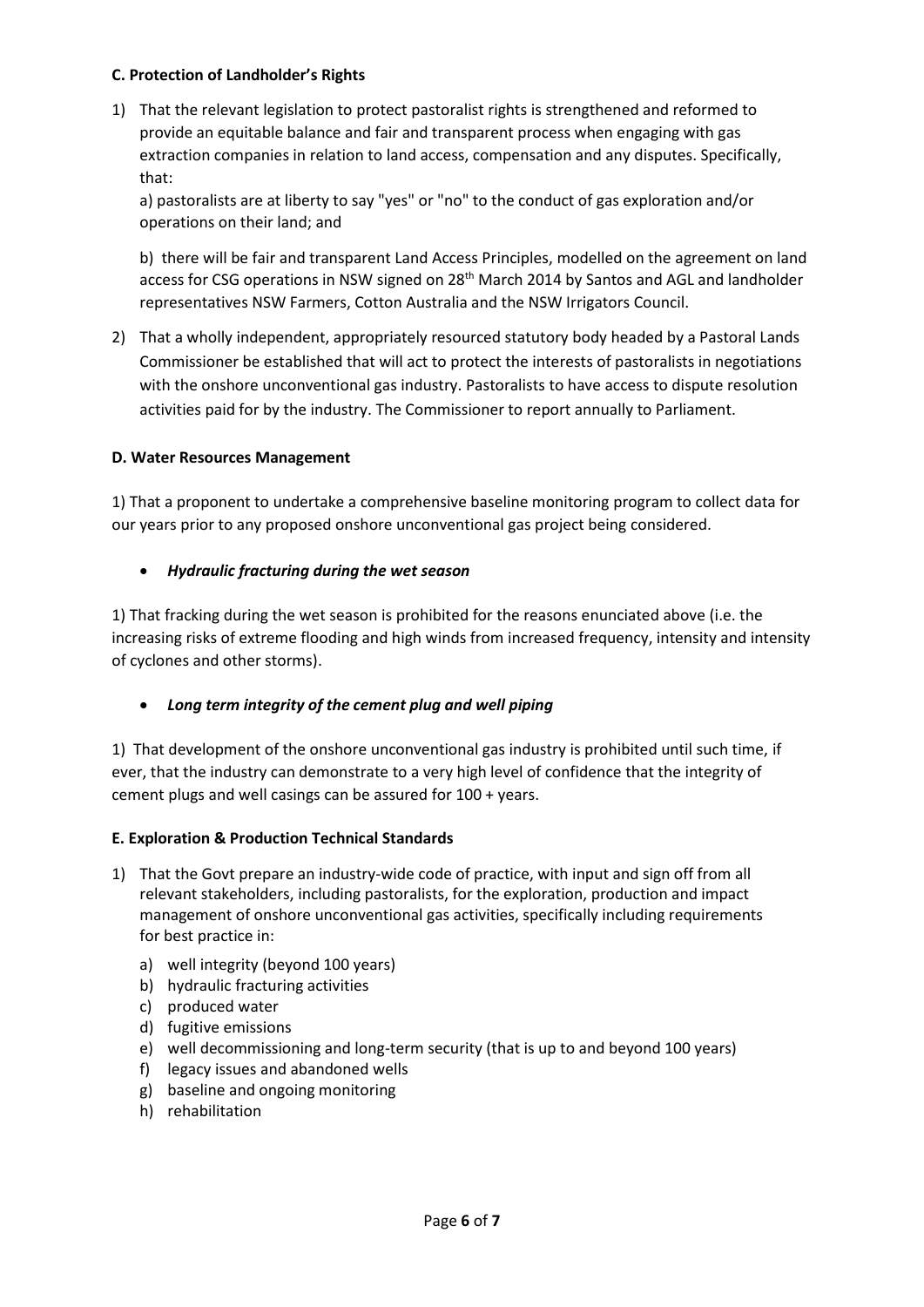**C. Protection of Landholder's Rights**

1) That the relevant legislation to protect pastoralist rights is strengthened and reformed to provide an equitable balance and fair and transparent process when engaging with gas extraction companies in relation to land access, compensation and any disputes. Specifically, that:

   a) pastoralists are at liberty to say "yes" or "no" to the conduct of gas exploration and/or operations on their land; and

   b) there will be fair and transparent Land Access Principles, modelled on the agreement on land access for CSG operations in NSW signed on 28th March 2014 by Santos and AGL and landholder representatives NSW Farmers, Cotton Australia and the NSW Irrigators Council.

2) That a wholly independent, appropriately resourced statutory body headed by a Pastoral Lands Commissioner be established that will act to protect the interests of pastoralists in negotiations with the onshore unconventional gas industry. Pastoralists to have access to dispute resolution activities paid for by the industry. The Commissioner to report annually to Parliament.

**D. Water Resources Management**

1) That a proponent to undertake a comprehensive baseline monitoring program to collect data for our years prior to any proposed onshore unconventional gas project being considered.

- ***Hydraulic fracturing during the wet season***

1) That fracking during the wet season is prohibited for the reasons enunciated above (i.e. the increasing risks of extreme flooding and high winds from increased frequency, intensity and intensity of cyclones and other storms).

- ***Long term integrity of the cement plug and well piping***

1) That development of the onshore unconventional gas industry is prohibited until such time, if ever, that the industry can demonstrate to a very high level of confidence that the integrity of cement plugs and well casings can be assured for 100 + years.

**E. Exploration & Production Technical Standards**

1) That the Govt prepare an industry-wide code of practice, with input and sign off from all relevant stakeholders, including pastoralists, for the exploration, production and impact management of onshore unconventional gas activities, specifically including requirements for best practice in:
   a) well integrity (beyond 100 years)
   b) hydraulic fracturing activities
   c) produced water
   d) fugitive emissions
   e) well decommissioning and long-term security (that is up to and beyond 100 years)
   f) legacy issues and abandoned wells
   g) baseline and ongoing monitoring
   h) rehabilitation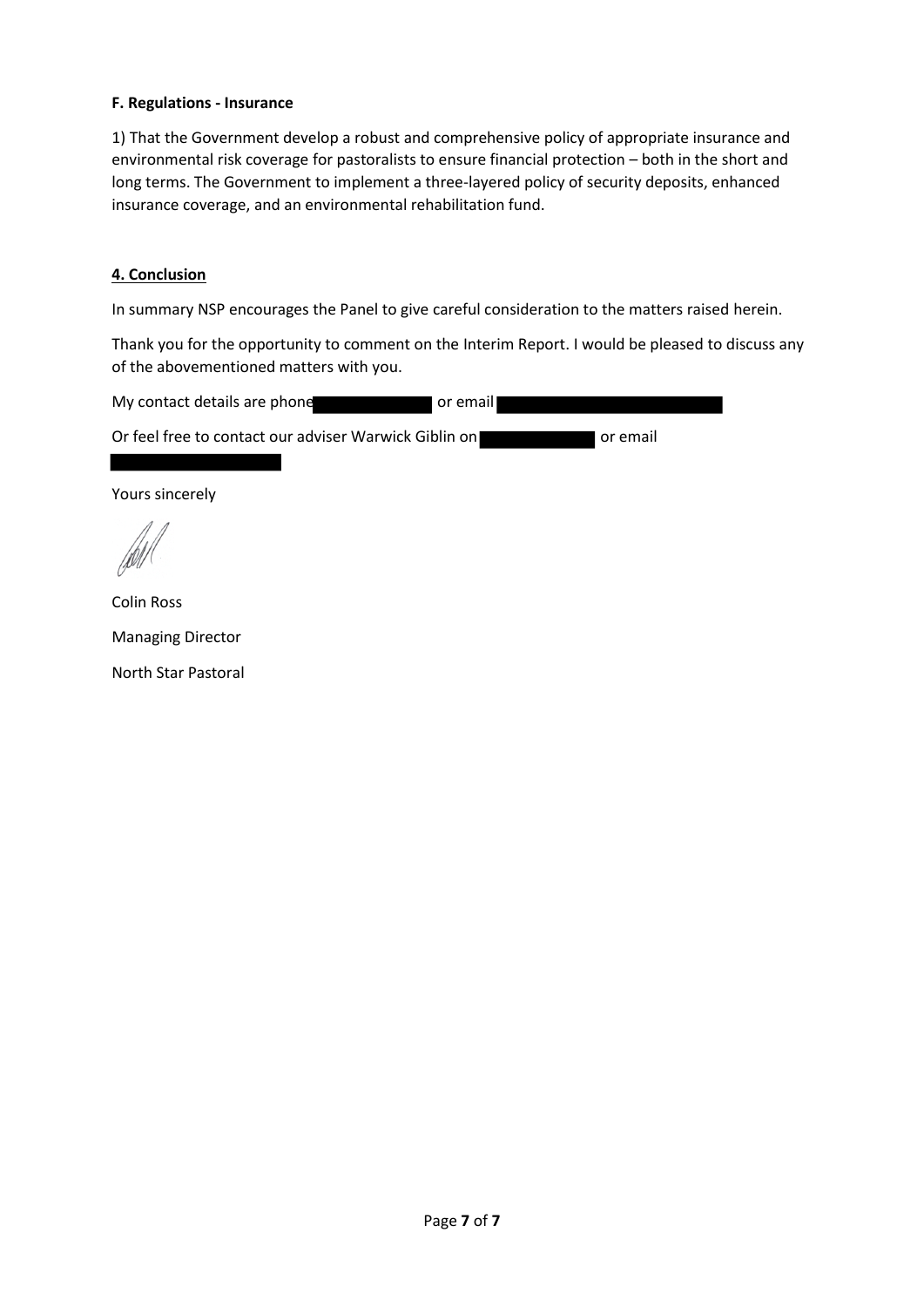**F. Regulations - Insurance**

1) That the Government develop a robust and comprehensive policy of appropriate insurance and environmental risk coverage for pastoralists to ensure financial protection – both in the short and long terms. The Government to implement a three-layered policy of security deposits, enhanced insurance coverage, and an environmental rehabilitation fund.

## 4. Conclusion

In summary NSP encourages the Panel to give careful consideration to the matters raised herein.

Thank you for the opportunity to comment on the Interim Report. I would be pleased to discuss any of the abovementioned matters with you.

My contact details are phone [REDACTED] or email [REDACTED]

Or feel free to contact our adviser Warwick Giblin on [REDACTED] or email [REDACTED]

Yours sincerely

Colin Ross

Managing Director

North Star Pastoral